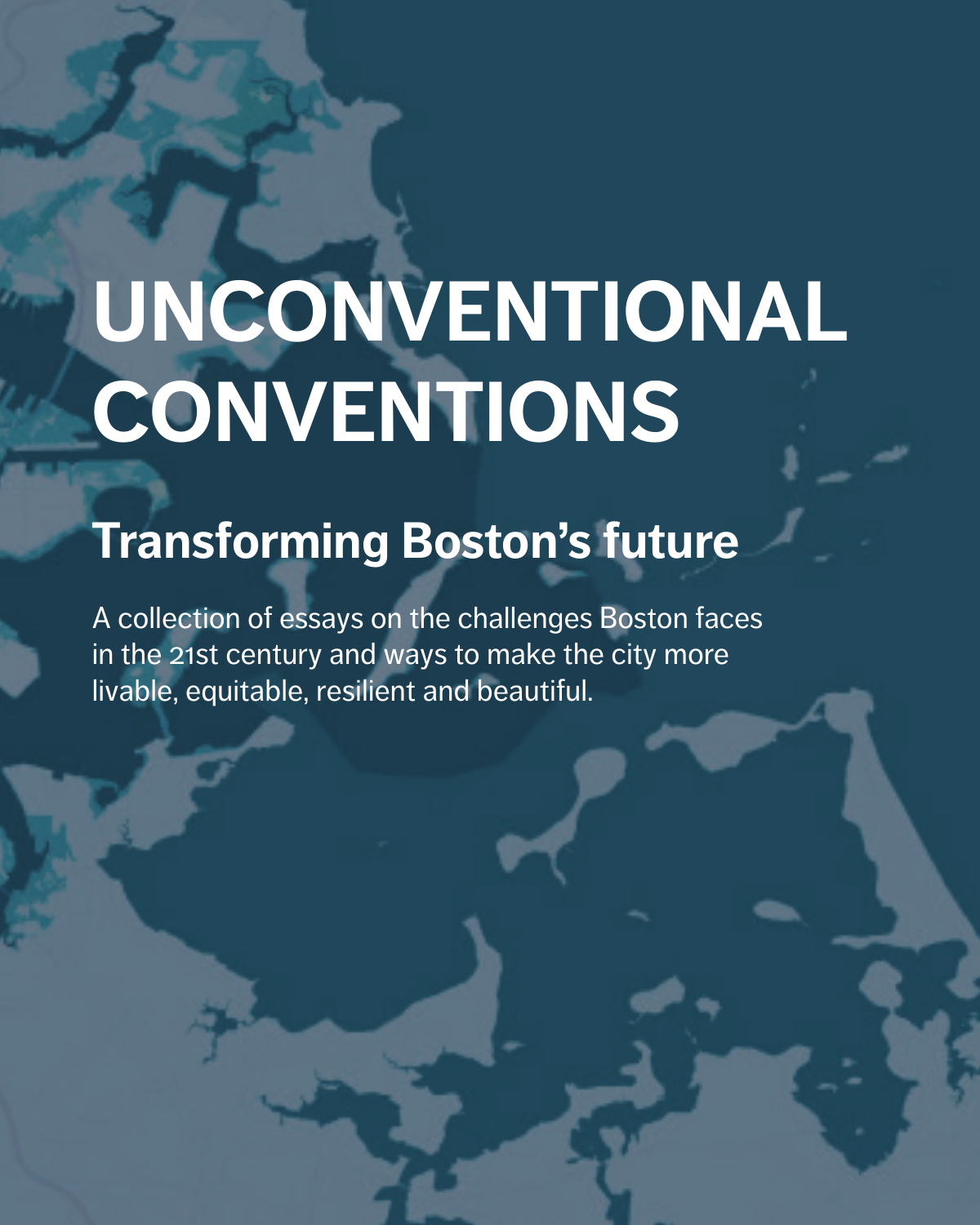# UNCONVENTIONAL CONVENTIONS

## Transforming Boston's future

A collection of essays on the challenges Boston faces in the 21st century and ways to make the city more livable, equitable, resilient and beautiful.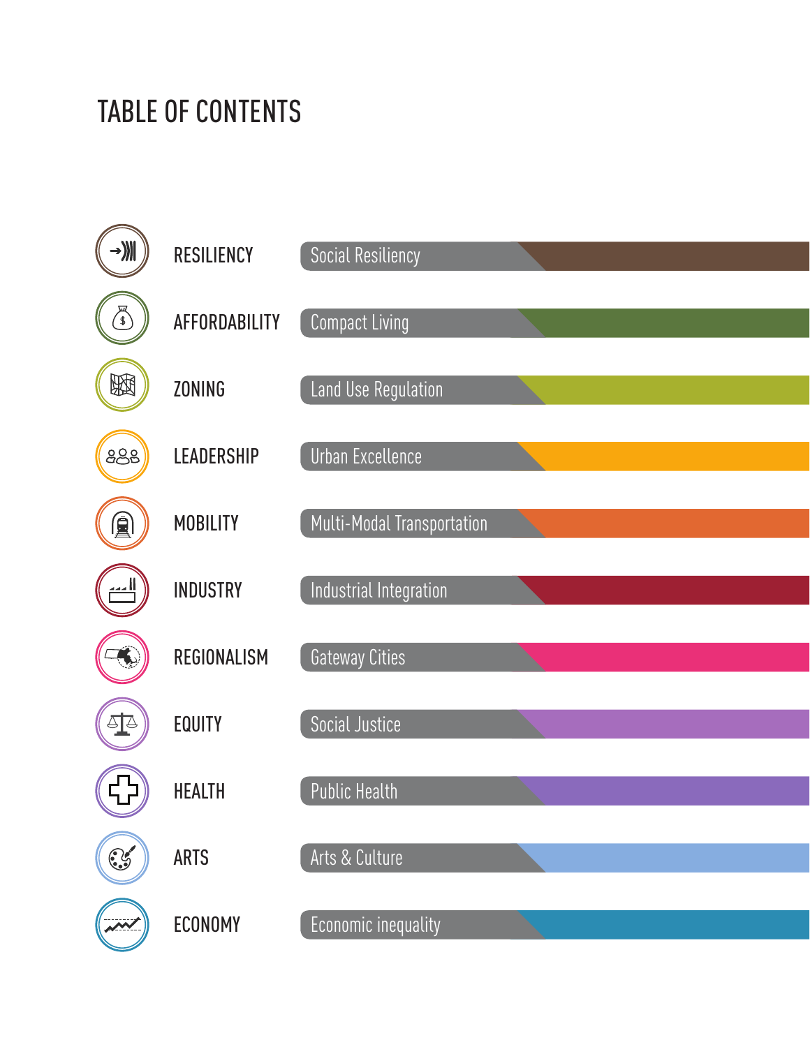# TABLE OF CONTENTS

| Section | Topic |
| --- | --- |
| RESILIENCY | Social Resiliency |
| AFFORDABILITY | Compact Living |
| ZONING | Land Use Regulation |
| LEADERSHIP | Urban Excellence |
| MOBILITY | Multi-Modal Transportation |
| INDUSTRY | Industrial Integration |
| REGIONALISM | Gateway Cities |
| EQUITY | Social Justice |
| HEALTH | Public Health |
| ARTS | Arts & Culture |
| ECONOMY | Economic inequality |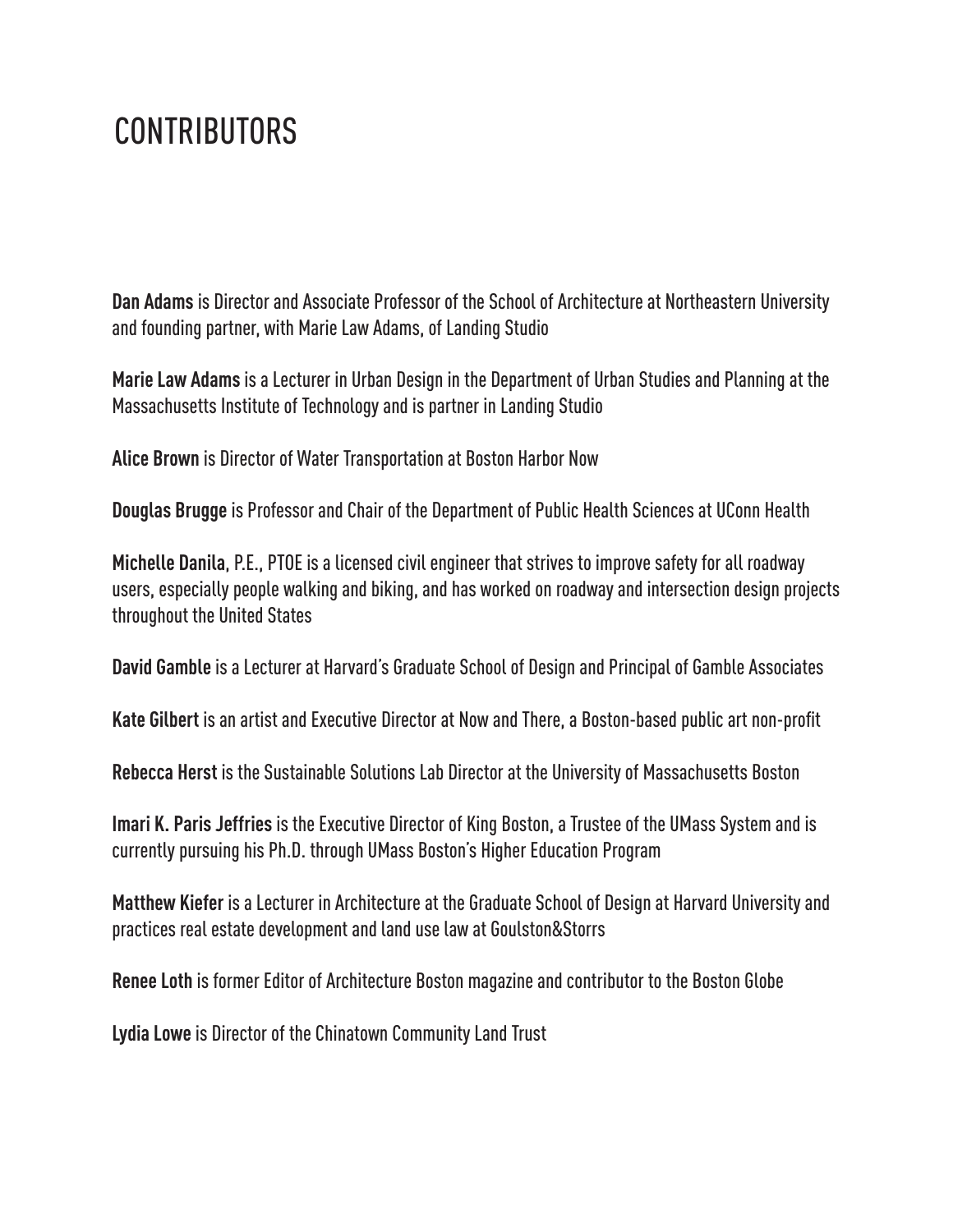# CONTRIBUTORS

**Dan Adams** is Director and Associate Professor of the School of Architecture at Northeastern University and founding partner, with Marie Law Adams, of Landing Studio

**Marie Law Adams** is a Lecturer in Urban Design in the Department of Urban Studies and Planning at the Massachusetts Institute of Technology and is partner in Landing Studio

**Alice Brown** is Director of Water Transportation at Boston Harbor Now

**Douglas Brugge** is Professor and Chair of the Department of Public Health Sciences at UConn Health

**Michelle Danila**, P.E., PTOE is a licensed civil engineer that strives to improve safety for all roadway users, especially people walking and biking, and has worked on roadway and intersection design projects throughout the United States

**David Gamble** is a Lecturer at Harvard's Graduate School of Design and Principal of Gamble Associates

**Kate Gilbert** is an artist and Executive Director at Now and There, a Boston-based public art non-profit

**Rebecca Herst** is the Sustainable Solutions Lab Director at the University of Massachusetts Boston

**Imari K. Paris Jeffries** is the Executive Director of King Boston, a Trustee of the UMass System and is currently pursuing his Ph.D. through UMass Boston's Higher Education Program

**Matthew Kiefer** is a Lecturer in Architecture at the Graduate School of Design at Harvard University and practices real estate development and land use law at Goulston&Storrs

**Renee Loth** is former Editor of Architecture Boston magazine and contributor to the Boston Globe

**Lydia Lowe** is Director of the Chinatown Community Land Trust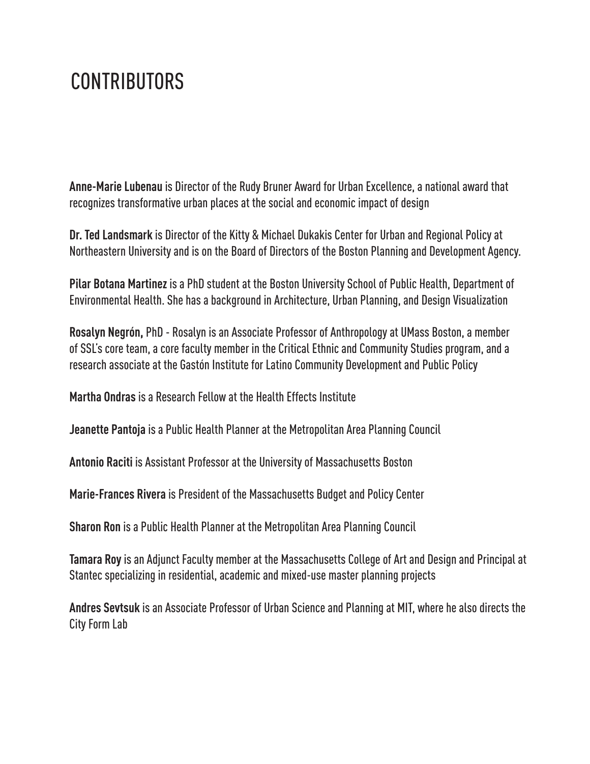# CONTRIBUTORS

**Anne-Marie Lubenau** is Director of the Rudy Bruner Award for Urban Excellence, a national award that recognizes transformative urban places at the social and economic impact of design

**Dr. Ted Landsmark** is Director of the Kitty & Michael Dukakis Center for Urban and Regional Policy at Northeastern University and is on the Board of Directors of the Boston Planning and Development Agency.

**Pilar Botana Martinez** is a PhD student at the Boston University School of Public Health, Department of Environmental Health. She has a background in Architecture, Urban Planning, and Design Visualization

**Rosalyn Negrón,** PhD - Rosalyn is an Associate Professor of Anthropology at UMass Boston, a member of SSL's core team, a core faculty member in the Critical Ethnic and Community Studies program, and a research associate at the Gastón Institute for Latino Community Development and Public Policy

**Martha Ondras** is a Research Fellow at the Health Effects Institute

**Jeanette Pantoja** is a Public Health Planner at the Metropolitan Area Planning Council

**Antonio Raciti** is Assistant Professor at the University of Massachusetts Boston

**Marie-Frances Rivera** is President of the Massachusetts Budget and Policy Center

**Sharon Ron** is a Public Health Planner at the Metropolitan Area Planning Council

**Tamara Roy** is an Adjunct Faculty member at the Massachusetts College of Art and Design and Principal at Stantec specializing in residential, academic and mixed-use master planning projects

**Andres Sevtsuk** is an Associate Professor of Urban Science and Planning at MIT, where he also directs the City Form Lab